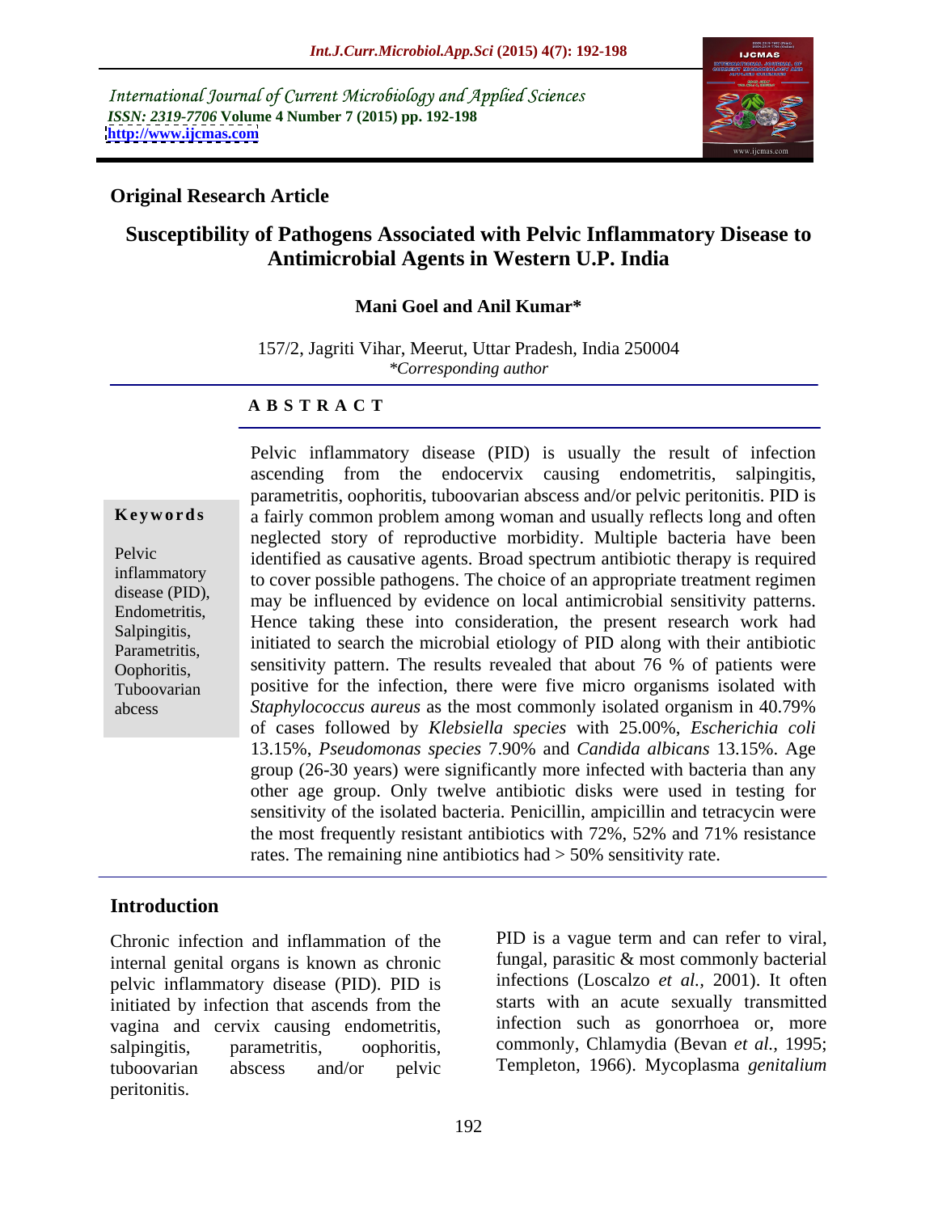International Journal of Current Microbiology and Applied Sciences
*ISSN: 2319-7706* **Volume 4 Number 7 (2015) pp. 192-198**
**http://www.ijcmas.com**

**Original Research Article**

# Susceptibility of Pathogens Associated with Pelvic Inflammatory Disease to Antimicrobial Agents in Western U.P. India

**Mani Goel and Anil Kumar***

157/2, Jagriti Vihar, Meerut, Uttar Pradesh, India 250004
*\*Corresponding author*

## ABSTRACT

**Keywords**

Pelvic inflammatory disease (PID), Endometritis, Salpingitis, Parametritis, Oophoritis, Tuboovarian abcess

Pelvic inflammatory disease (PID) is usually the result of infection ascending from the endocervix causing endometritis, salpingitis, parametritis, oophoritis, tuboovarian abscess and/or pelvic peritonitis. PID is a fairly common problem among woman and usually reflects long and often neglected story of reproductive morbidity. Multiple bacteria have been identified as causative agents. Broad spectrum antibiotic therapy is required to cover possible pathogens. The choice of an appropriate treatment regimen may be influenced by evidence on local antimicrobial sensitivity patterns. Hence taking these into consideration, the present research work had initiated to search the microbial etiology of PID along with their antibiotic sensitivity pattern. The results revealed that about 76 % of patients were positive for the infection, there were five micro organisms isolated with *Staphylococcus aureus* as the most commonly isolated organism in 40.79% of cases followed by *Klebsiella species* with 25.00%, *Escherichia coli* 13.15%, *Pseudomonas species* 7.90% and *Candida albicans* 13.15%. Age group (26-30 years) were significantly more infected with bacteria than any other age group. Only twelve antibiotic disks were used in testing for sensitivity of the isolated bacteria. Penicillin, ampicillin and tetracycin were the most frequently resistant antibiotics with 72%, 52% and 71% resistance rates. The remaining nine antibiotics had > 50% sensitivity rate.

## Introduction

Chronic infection and inflammation of the internal genital organs is known as chronic pelvic inflammatory disease (PID). PID is initiated by infection that ascends from the vagina and cervix causing endometritis, salpingitis, parametritis, oophoritis, tuboovarian abscess and/or pelvic peritonitis.

PID is a vague term and can refer to viral, fungal, parasitic & most commonly bacterial infections (Loscalzo *et al.,* 2001). It often starts with an acute sexually transmitted infection such as gonorrhoea or, more commonly, Chlamydia (Bevan *et al.,* 1995; Templeton, 1966). Mycoplasma *genitalium*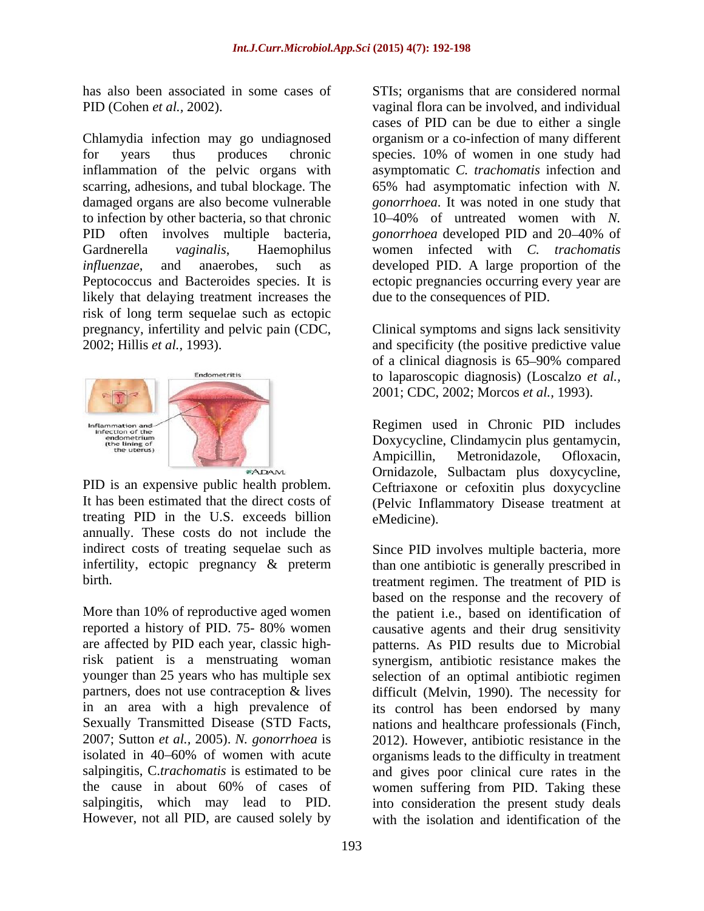has also been associated in some cases of PID (Cohen *et al.,* 2002).

Chlamydia infection may go undiagnosed for years thus produces chronic inflammation of the pelvic organs with scarring, adhesions, and tubal blockage. The damaged organs are also become vulnerable to infection by other bacteria, so that chronic PID often involves multiple bacteria, Gardnerella *vaginalis*, Haemophilus *influenzae*, and anaerobes, such as Peptococcus and Bacteroides species. It is likely that delaying treatment increases the risk of long term sequelae such as ectopic pregnancy, infertility and pelvic pain (CDC, 2002; Hillis *et al.,* 1993).

PID is an expensive public health problem. It has been estimated that the direct costs of treating PID in the U.S. exceeds billion annually. These costs do not include the indirect costs of treating sequelae such as infertility, ectopic pregnancy & preterm birth.

More than 10% of reproductive aged women reported a history of PID. 75- 80% women are affected by PID each year, classic high-risk patient is a menstruating woman younger than 25 years who has multiple sex partners, does not use contraception & lives in an area with a high prevalence of Sexually Transmitted Disease (STD Facts, 2007; Sutton *et al.,* 2005). *N. gonorrhoea* is isolated in 40–60% of women with acute salpingitis, C.*trachomatis* is estimated to be the cause in about 60% of cases of salpingitis, which may lead to PID. However, not all PID, are caused solely by STIs; organisms that are considered normal vaginal flora can be involved, and individual cases of PID can be due to either a single organism or a co-infection of many different species. 10% of women in one study had asymptomatic *C. trachomatis* infection and 65% had asymptomatic infection with *N. gonorrhoea*. It was noted in one study that 10–40% of untreated women with *N. gonorrhoea* developed PID and 20–40% of women infected with *C. trachomatis* developed PID. A large proportion of the ectopic pregnancies occurring every year are due to the consequences of PID.

Clinical symptoms and signs lack sensitivity and specificity (the positive predictive value of a clinical diagnosis is 65–90% compared to laparoscopic diagnosis) (Loscalzo *et al.,* 2001; CDC, 2002; Morcos *et al.,* 1993).

Regimen used in Chronic PID includes Doxycycline, Clindamycin plus gentamycin, Ampicillin, Metronidazole, Ofloxacin, Ornidazole, Sulbactam plus doxycycline, Ceftriaxone or cefoxitin plus doxycycline (Pelvic Inflammatory Disease treatment at eMedicine).

Since PID involves multiple bacteria, more than one antibiotic is generally prescribed in treatment regimen. The treatment of PID is based on the response and the recovery of the patient i.e., based on identification of causative agents and their drug sensitivity patterns. As PID results due to Microbial synergism, antibiotic resistance makes the selection of an optimal antibiotic regimen difficult (Melvin, 1990). The necessity for its control has been endorsed by many nations and healthcare professionals (Finch, 2012). However, antibiotic resistance in the organisms leads to the difficulty in treatment and gives poor clinical cure rates in the women suffering from PID. Taking these into consideration the present study deals with the isolation and identification of the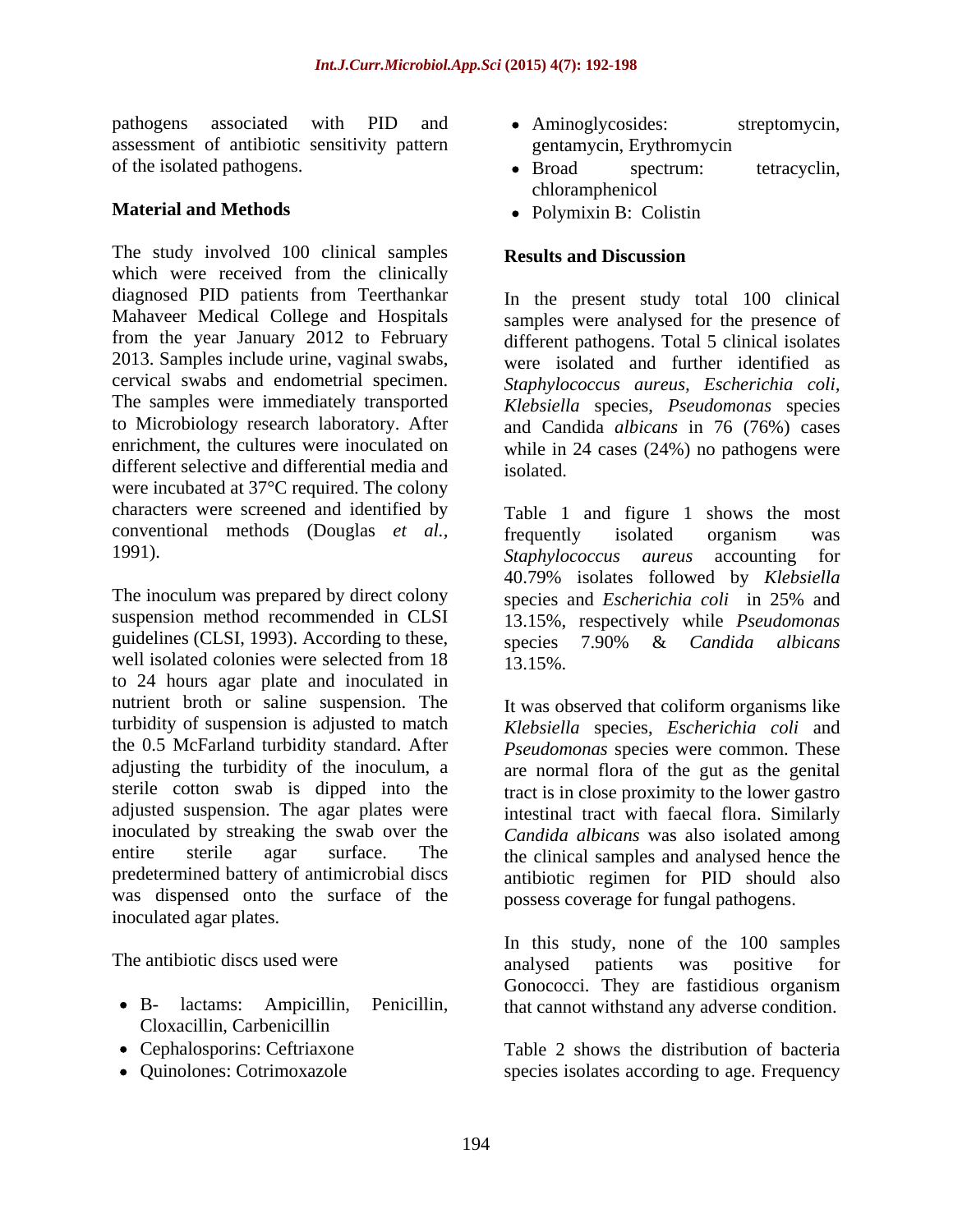pathogens associated with PID and assessment of antibiotic sensitivity pattern of the isolated pathogens.

## Material and Methods

The study involved 100 clinical samples which were received from the clinically diagnosed PID patients from Teerthankar Mahaveer Medical College and Hospitals from the year January 2012 to February 2013. Samples include urine, vaginal swabs, cervical swabs and endometrial specimen. The samples were immediately transported to Microbiology research laboratory. After enrichment, the cultures were inoculated on different selective and differential media and were incubated at 37°C required. The colony characters were screened and identified by conventional methods (Douglas *et al.*, 1991).

The inoculum was prepared by direct colony suspension method recommended in CLSI guidelines (CLSI, 1993). According to these, well isolated colonies were selected from 18 to 24 hours agar plate and inoculated in nutrient broth or saline suspension. The turbidity of suspension is adjusted to match the 0.5 McFarland turbidity standard. After adjusting the turbidity of the inoculum, a sterile cotton swab is dipped into the adjusted suspension. The agar plates were inoculated by streaking the swab over the entire sterile agar surface. The predetermined battery of antimicrobial discs was dispensed onto the surface of the inoculated agar plates.

The antibiotic discs used were

- B- lactams: Ampicillin, Penicillin, Cloxacillin, Carbenicillin
- Cephalosporins: Ceftriaxone
- Quinolones: Cotrimoxazole
- Aminoglycosides: streptomycin, gentamycin, Erythromycin
- Broad spectrum: tetracyclin, chloramphenicol
- Polymixin B: Colistin

## Results and Discussion

In the present study total 100 clinical samples were analysed for the presence of different pathogens. Total 5 clinical isolates were isolated and further identified as *Staphylococcus aureus*, *Escherichia coli*, *Klebsiella* species, *Pseudomonas* species and Candida *albicans* in 76 (76%) cases while in 24 cases (24%) no pathogens were isolated.

Table 1 and figure 1 shows the most frequently isolated organism was *Staphylococcus aureus* accounting for 40.79% isolates followed by *Klebsiella* species and *Escherichia coli* in 25% and 13.15%, respectively while *Pseudomonas* species 7.90% & *Candida albicans* 13.15%.

It was observed that coliform organisms like *Klebsiella* species, *Escherichia coli* and *Pseudomonas* species were common. These are normal flora of the gut as the genital tract is in close proximity to the lower gastro intestinal tract with faecal flora. Similarly *Candida albicans* was also isolated among the clinical samples and analysed hence the antibiotic regimen for PID should also possess coverage for fungal pathogens.

In this study, none of the 100 samples analysed patients was positive for Gonococci. They are fastidious organism that cannot withstand any adverse condition.

Table 2 shows the distribution of bacteria species isolates according to age. Frequency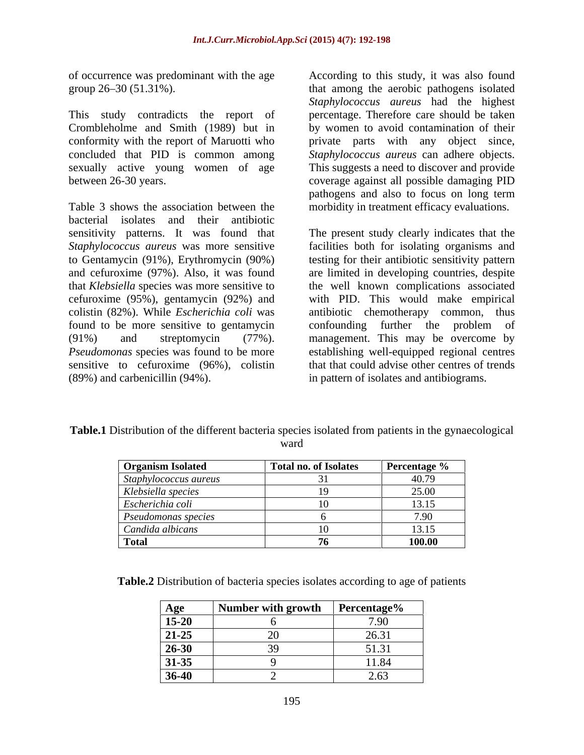of occurrence was predominant with the age group 26–30 (51.31%).

This study contradicts the report of Crombleholme and Smith (1989) but in conformity with the report of Maruotti who concluded that PID is common among sexually active young women of age between 26-30 years.

Table 3 shows the association between the bacterial isolates and their antibiotic sensitivity patterns. It was found that *Staphylococcus aureus* was more sensitive to Gentamycin (91%), Erythromycin (90%) and cefuroxime (97%). Also, it was found that *Klebsiella* species was more sensitive to cefuroxime (95%), gentamycin (92%) and colistin (82%). While *Escherichia coli* was found to be more sensitive to gentamycin (91%) and streptomycin (77%). *Pseudomonas* species was found to be more sensitive to cefuroxime (96%), colistin (89%) and carbenicillin (94%).

According to this study, it was also found that among the aerobic pathogens isolated *Staphylococcus aureus* had the highest percentage. Therefore care should be taken by women to avoid contamination of their private parts with any object since, *Staphylococcus aureus* can adhere objects. This suggests a need to discover and provide coverage against all possible damaging PID pathogens and also to focus on long term morbidity in treatment efficacy evaluations.

The present study clearly indicates that the facilities both for isolating organisms and testing for their antibiotic sensitivity pattern are limited in developing countries, despite the well known complications associated with PID. This would make empirical antibiotic chemotherapy common, thus confounding further the problem of management. This may be overcome by establishing well-equipped regional centres that that could advise other centres of trends in pattern of isolates and antibiograms.

**Table.1** Distribution of the different bacteria species isolated from patients in the gynaecological ward

| Organism Isolated | Total no. of Isolates | Percentage % |
|---|---|---|
| *Staphylococcus aureus* | 31 | 40.79 |
| *Klebsiella species* | 19 | 25.00 |
| *Escherichia coli* | 10 | 13.15 |
| *Pseudomonas species* | 6 | 7.90 |
| *Candida albicans* | 10 | 13.15 |
| **Total** | **76** | **100.00** |

**Table.2** Distribution of bacteria species isolates according to age of patients

| Age | Number with growth | Percentage% |
|---|---|---|
| **15-20** | 6 | 7.90 |
| **21-25** | 20 | 26.31 |
| **26-30** | 39 | 51.31 |
| **31-35** | 9 | 11.84 |
| **36-40** | 2 | 2.63 |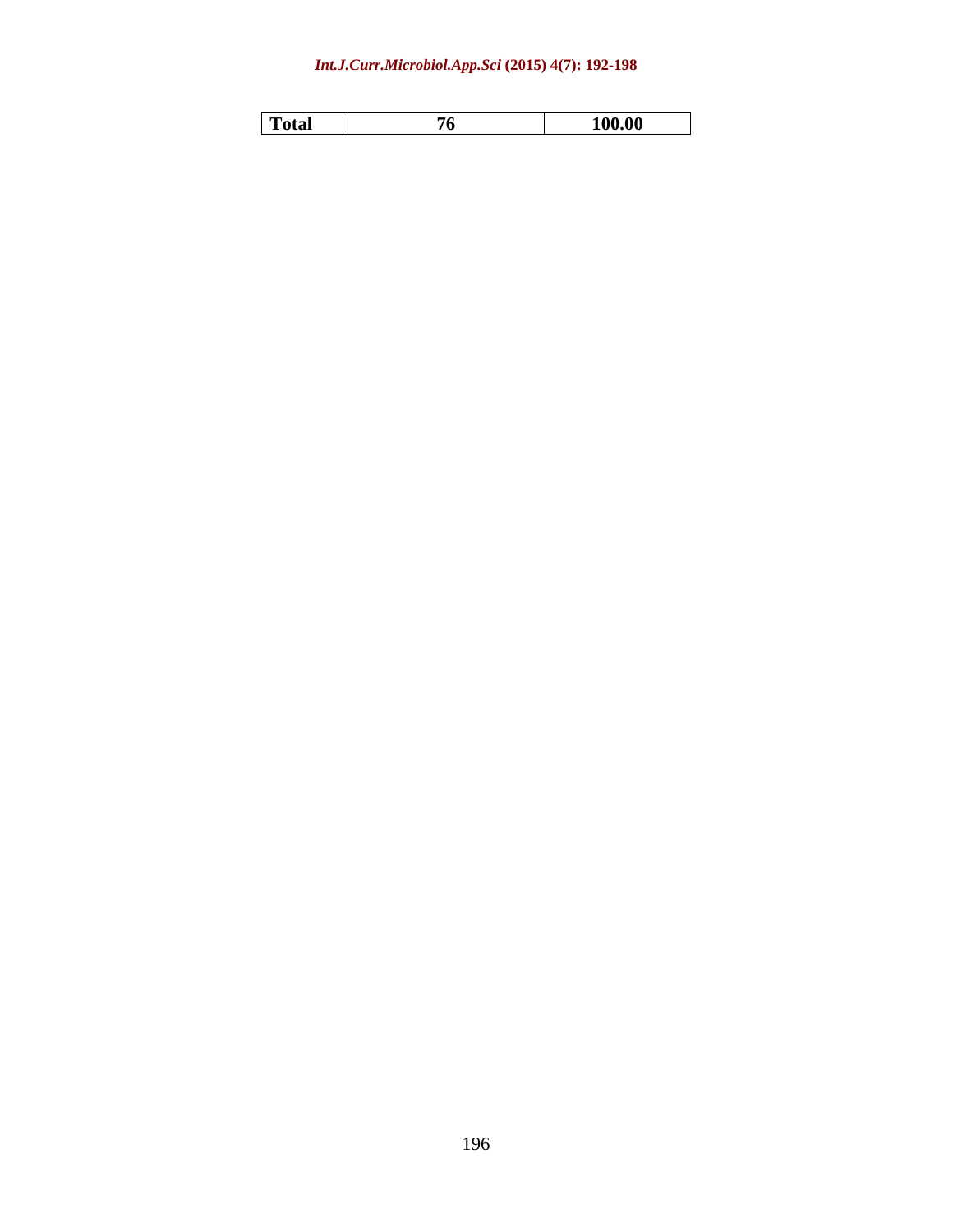| Total | 76 | 100.00 |
|---|---|---|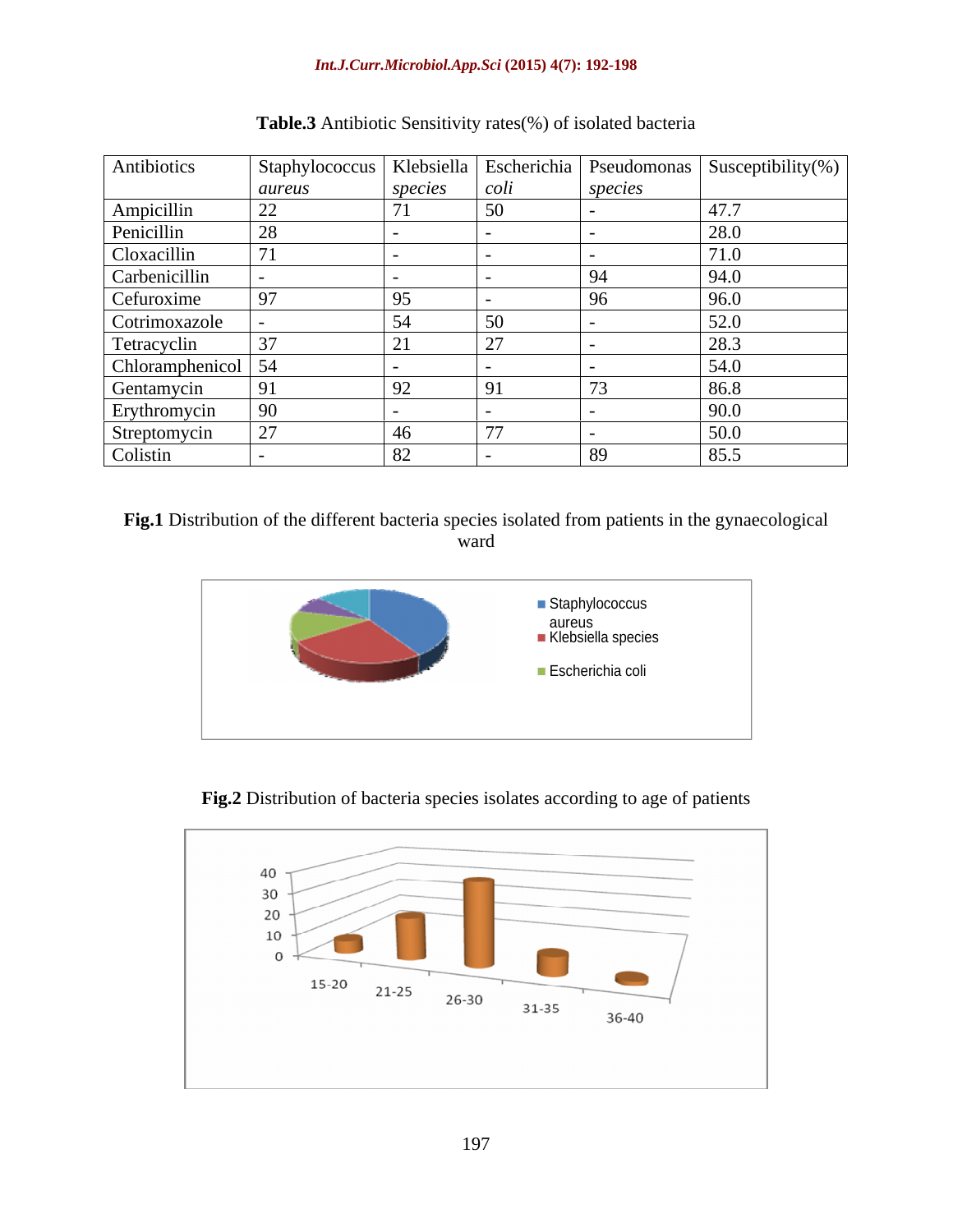**Table.3** Antibiotic Sensitivity rates(%) of isolated bacteria

| Antibiotics | Staphylococcus *aureus* | Klebsiella *species* | Escherichia *coli* | Pseudomonas *species* | Susceptibility(%) |
|---|---|---|---|---|---|
| Ampicillin | 22 | 71 | 50 | - | 47.7 |
| Penicillin | 28 | - | - | - | 28.0 |
| Cloxacillin | 71 | - | - | - | 71.0 |
| Carbenicillin | - | - | - | 94 | 94.0 |
| Cefuroxime | 97 | 95 | - | 96 | 96.0 |
| Cotrimoxazole | - | 54 | 50 | - | 52.0 |
| Tetracyclin | 37 | 21 | 27 | - | 28.3 |
| Chloramphenicol | 54 | - | - | - | 54.0 |
| Gentamycin | 91 | 92 | 91 | 73 | 86.8 |
| Erythromycin | 90 | - | - | - | 90.0 |
| Streptomycin | 27 | 46 | 77 | - | 50.0 |
| Colistin | - | 82 | - | 89 | 85.5 |

**Fig.1** Distribution of the different bacteria species isolated from patients in the gynaecological ward

**Fig.2** Distribution of bacteria species isolates according to age of patients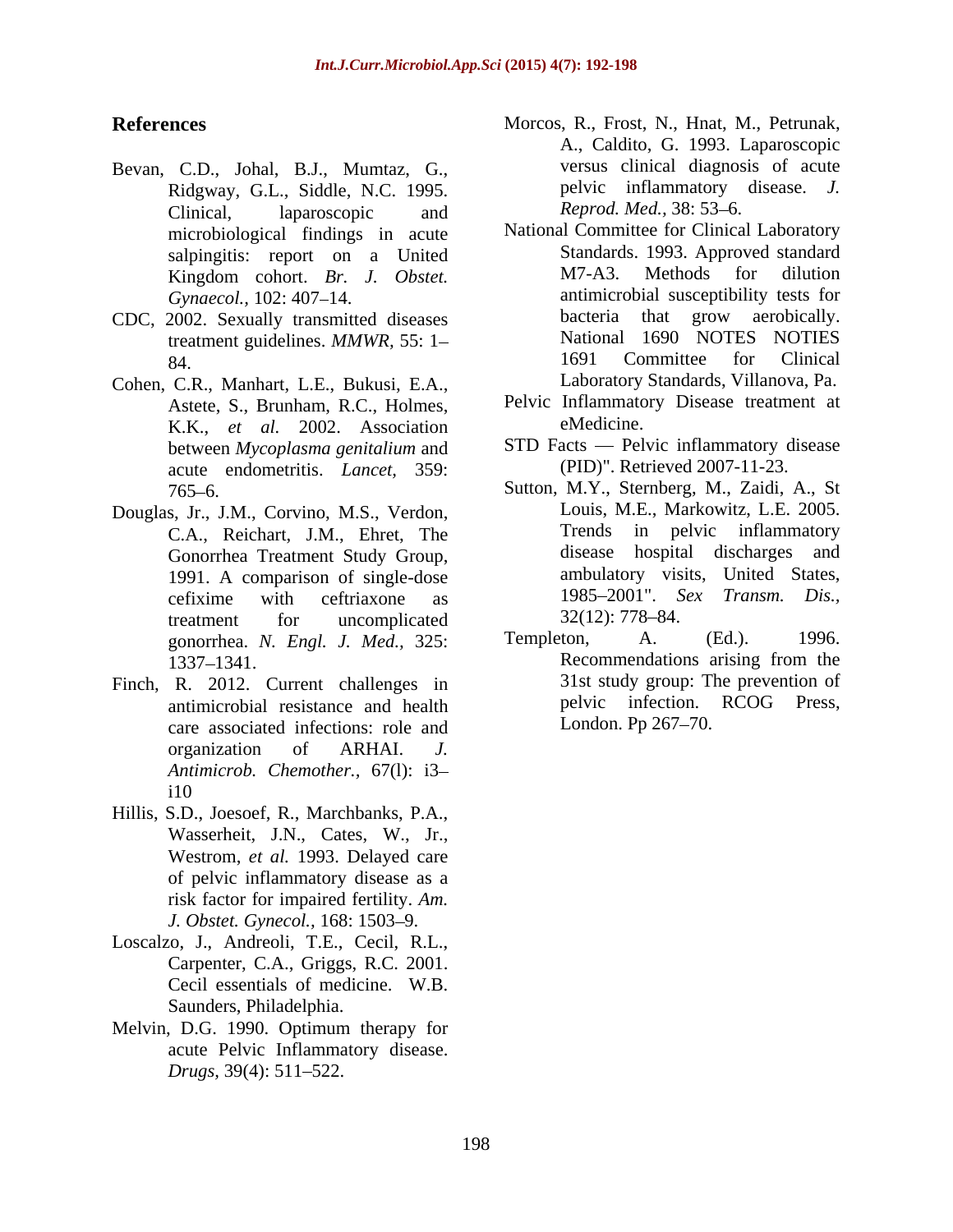## References

Bevan, C.D., Johal, B.J., Mumtaz, G., Ridgway, G.L., Siddle, N.C. 1995. Clinical, laparoscopic and microbiological findings in acute salpingitis: report on a United Kingdom cohort. *Br. J. Obstet. Gynaecol.,* 102: 407–14.

CDC, 2002. Sexually transmitted diseases treatment guidelines. *MMWR,* 55: 1–84.

Cohen, C.R., Manhart, L.E., Bukusi, E.A., Astete, S., Brunham, R.C., Holmes, K.K., *et al.* 2002. Association between *Mycoplasma genitalium* and acute endometritis. *Lancet,* 359: 765–6.

Douglas, Jr., J.M., Corvino, M.S., Verdon, C.A., Reichart, J.M., Ehret, The Gonorrhea Treatment Study Group, 1991. A comparison of single-dose cefixime with ceftriaxone as treatment for uncomplicated gonorrhea. *N. Engl. J. Med.,* 325: 1337–1341.

Finch, R. 2012. Current challenges in antimicrobial resistance and health care associated infections: role and organization of ARHAI. *J. Antimicrob. Chemother.,* 67(l): i3–i10

Hillis, S.D., Joesoef, R., Marchbanks, P.A., Wasserheit, J.N., Cates, W., Jr., Westrom, *et al.* 1993. Delayed care of pelvic inflammatory disease as a risk factor for impaired fertility. *Am. J. Obstet. Gynecol.,* 168: 1503–9.

Loscalzo, J., Andreoli, T.E., Cecil, R.L., Carpenter, C.A., Griggs, R.C. 2001. Cecil essentials of medicine. W.B. Saunders, Philadelphia.

Melvin, D.G. 1990. Optimum therapy for acute Pelvic Inflammatory disease. *Drugs,* 39(4): 511–522.

Morcos, R., Frost, N., Hnat, M., Petrunak, A., Caldito, G. 1993. Laparoscopic versus clinical diagnosis of acute pelvic inflammatory disease. *J. Reprod. Med.,* 38: 53–6.

National Committee for Clinical Laboratory Standards. 1993. Approved standard M7-A3. Methods for dilution antimicrobial susceptibility tests for bacteria that grow aerobically. National 1690 NOTES NOTIES 1691 Committee for Clinical Laboratory Standards, Villanova, Pa.

Pelvic Inflammatory Disease treatment at eMedicine.

STD Facts — Pelvic inflammatory disease (PID)". Retrieved 2007-11-23.

Sutton, M.Y., Sternberg, M., Zaidi, A., St Louis, M.E., Markowitz, L.E. 2005. Trends in pelvic inflammatory disease hospital discharges and ambulatory visits, United States, 1985–2001". *Sex Transm. Dis.,* 32(12): 778–84.

Templeton, A. (Ed.). 1996. Recommendations arising from the 31st study group: The prevention of pelvic infection. RCOG Press, London. Pp 267–70.